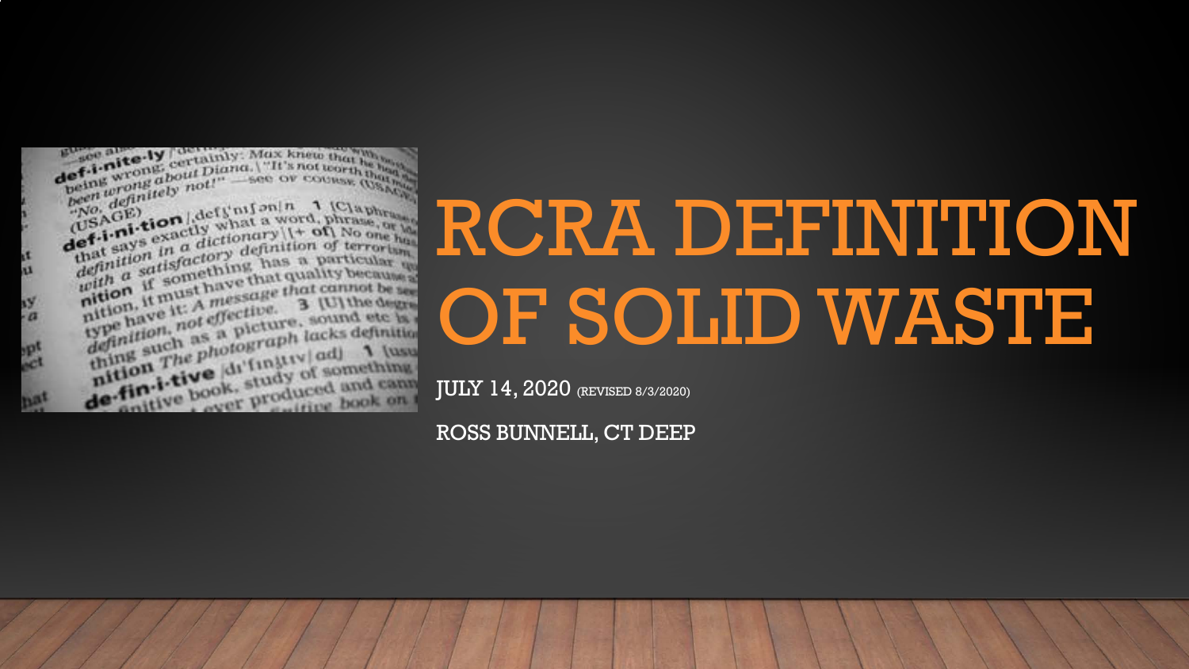# RCRA DEFINITION OF SOLID WASTE

JULY 14, 2020 (REVISED 8/3/2020)

ROSS BUNNELL, CT DEEP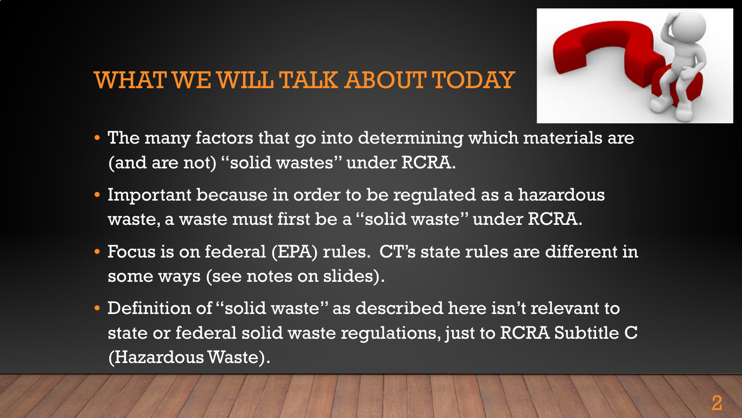# WHAT WE WILL TALK ABOUT TODAY

- The many factors that go into determining which materials are (and are not) "solid wastes" under RCRA.
- Important because in order to be regulated as a hazardous waste, a waste must first be a "solid waste" under RCRA.
- Focus is on federal (EPA) rules. CT's state rules are different in some ways (see notes on slides).
- Definition of "solid waste" as described here isn't relevant to state or federal solid waste regulations, just to RCRA Subtitle C (Hazardous Waste).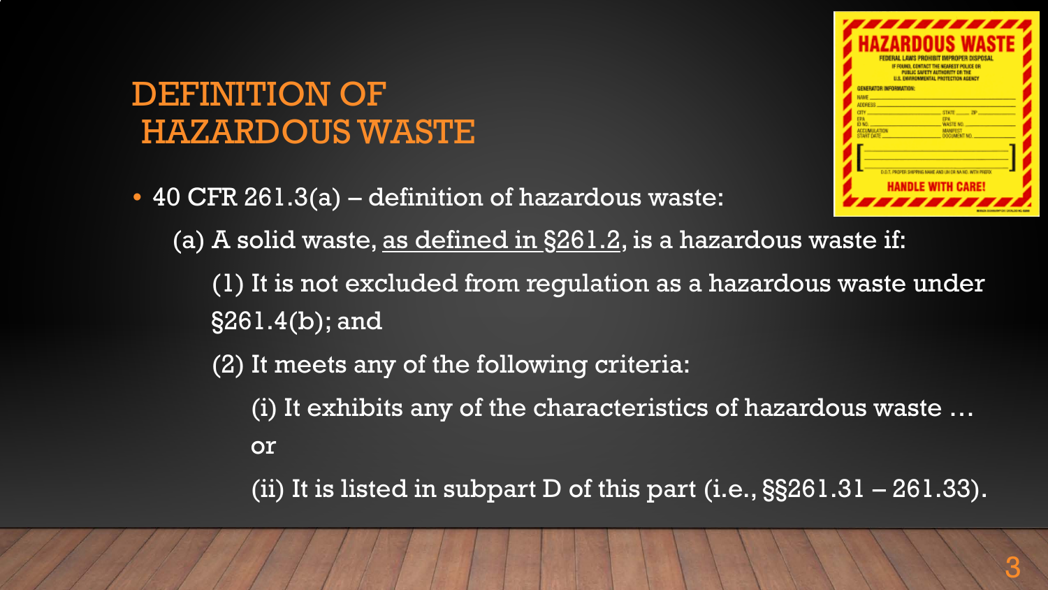# DEFINITION OF HAZARDOUS WASTE

- 40 CFR 261.3(a) – definition of hazardous waste:

  (a) A solid waste, as defined in §261.2, is a hazardous waste if:

  (1) It is not excluded from regulation as a hazardous waste under §261.4(b); and

  (2) It meets any of the following criteria:

  (i) It exhibits any of the characteristics of hazardous waste … or

  (ii) It is listed in subpart D of this part (i.e., §§261.31 – 261.33).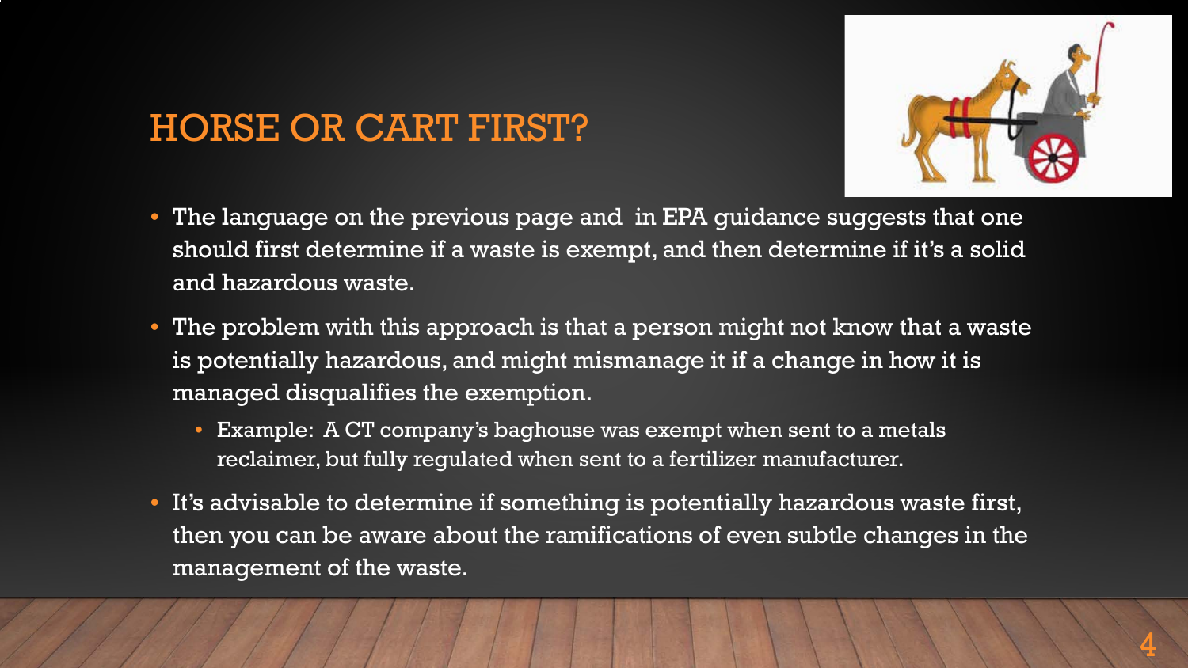# HORSE OR CART FIRST?

- The language on the previous page and in EPA guidance suggests that one should first determine if a waste is exempt, and then determine if it's a solid and hazardous waste.
- The problem with this approach is that a person might not know that a waste is potentially hazardous, and might mismanage it if a change in how it is managed disqualifies the exemption.
  - Example: A CT company's baghouse was exempt when sent to a metals reclaimer, but fully regulated when sent to a fertilizer manufacturer.
- It's advisable to determine if something is potentially hazardous waste first, then you can be aware about the ramifications of even subtle changes in the management of the waste.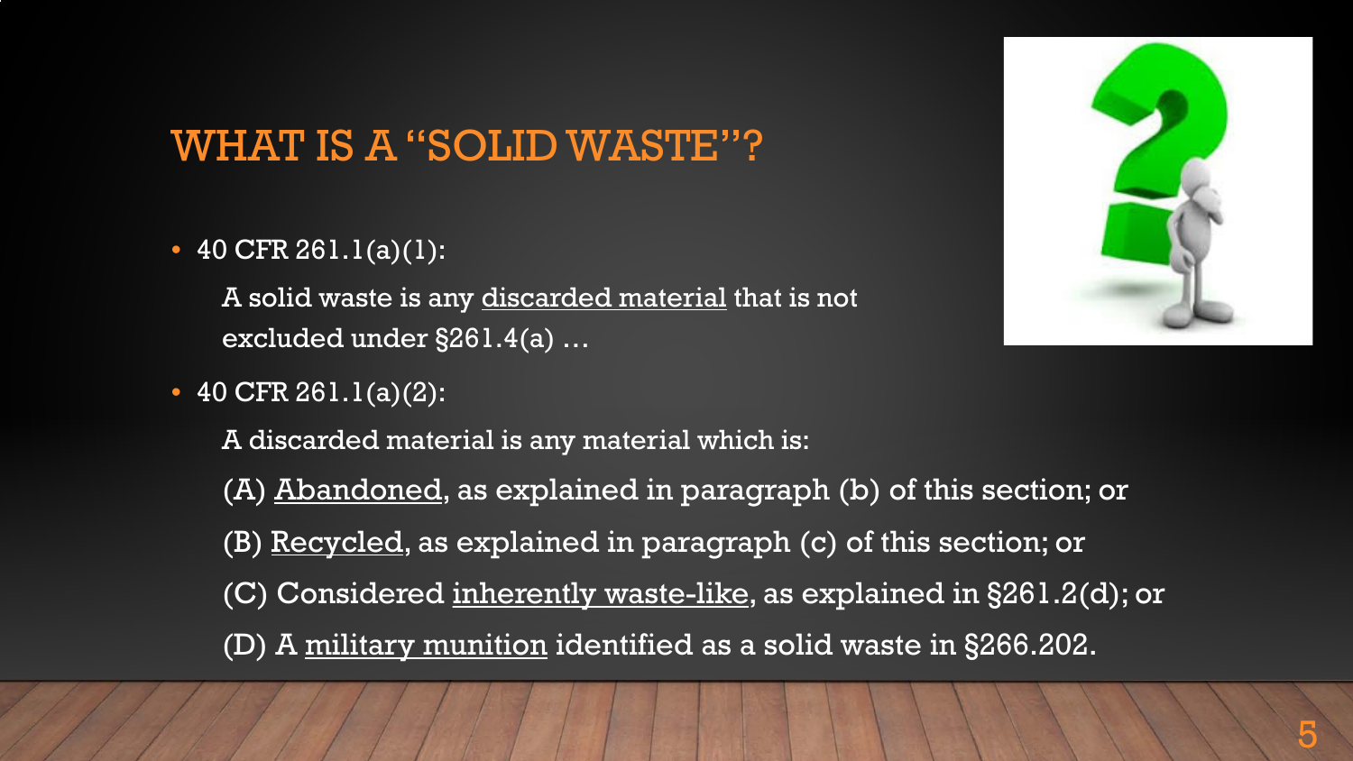# WHAT IS A "SOLID WASTE"?

- 40 CFR 261.1(a)(1):

  A solid waste is any discarded material that is not excluded under §261.4(a) …

- 40 CFR 261.1(a)(2):

  A discarded material is any material which is:

  (A) Abandoned, as explained in paragraph (b) of this section; or

  (B) Recycled, as explained in paragraph (c) of this section; or

  (C) Considered inherently waste-like, as explained in §261.2(d); or

  (D) A military munition identified as a solid waste in §266.202.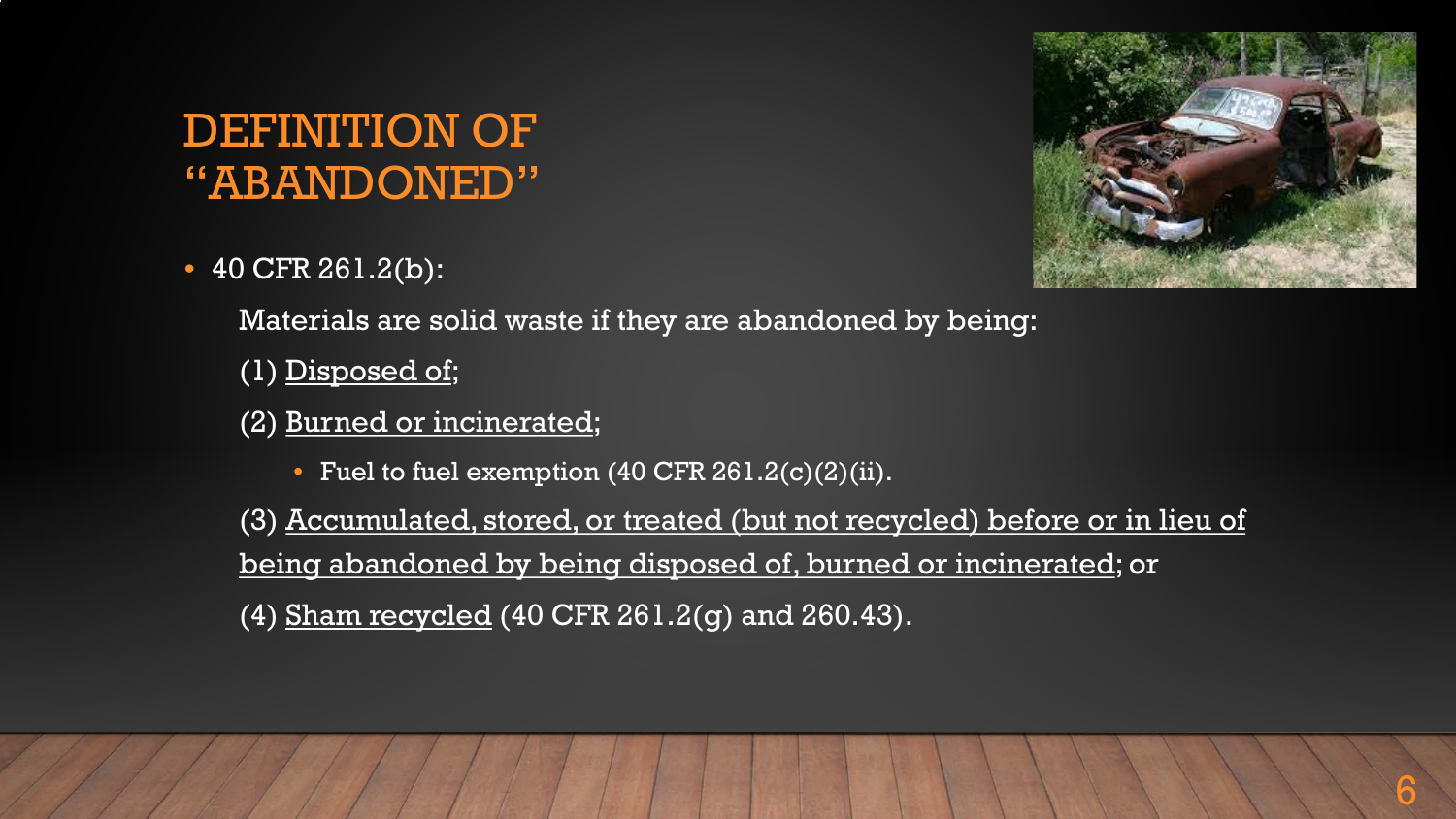# DEFINITION OF "ABANDONED"

- 40 CFR 261.2(b):

  Materials are solid waste if they are abandoned by being:

  (1) Disposed of;

  (2) Burned or incinerated;

  - Fuel to fuel exemption (40 CFR 261.2(c)(2)(ii).

  (3) Accumulated, stored, or treated (but not recycled) before or in lieu of being abandoned by being disposed of, burned or incinerated; or

  (4) Sham recycled (40 CFR 261.2(g) and 260.43).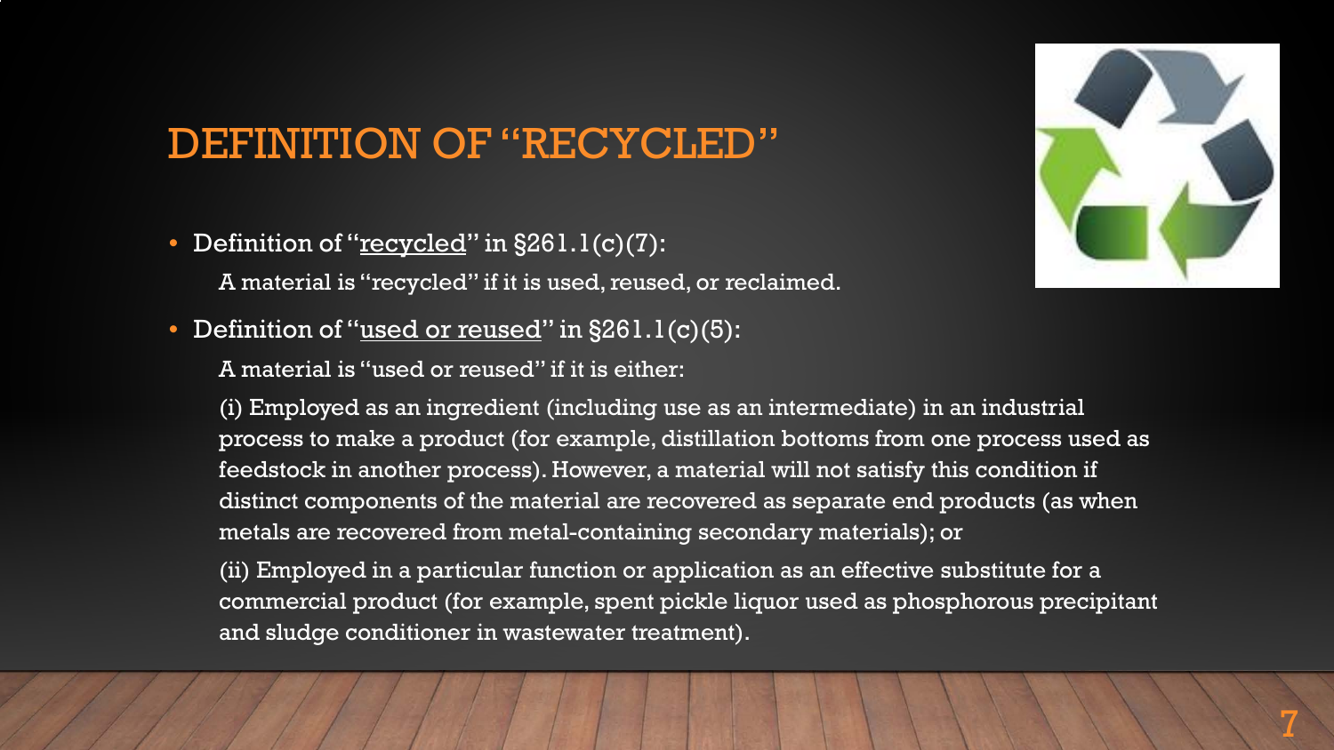# DEFINITION OF "RECYCLED"

- Definition of "recycled" in §261.1(c)(7):

  A material is "recycled" if it is used, reused, or reclaimed.

- Definition of "used or reused" in §261.1(c)(5):

  A material is "used or reused" if it is either:

  (i) Employed as an ingredient (including use as an intermediate) in an industrial process to make a product (for example, distillation bottoms from one process used as feedstock in another process). However, a material will not satisfy this condition if distinct components of the material are recovered as separate end products (as when metals are recovered from metal-containing secondary materials); or

  (ii) Employed in a particular function or application as an effective substitute for a commercial product (for example, spent pickle liquor used as phosphorous precipitant and sludge conditioner in wastewater treatment).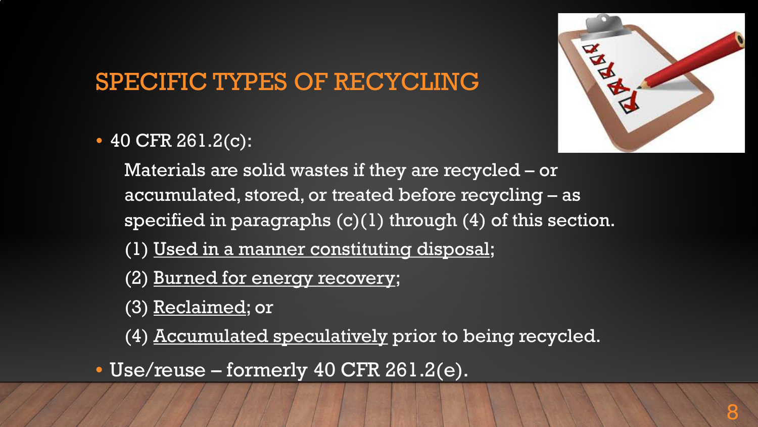# SPECIFIC TYPES OF RECYCLING

- 40 CFR 261.2(c):

  Materials are solid wastes if they are recycled – or accumulated, stored, or treated before recycling – as specified in paragraphs (c)(1) through (4) of this section.

  (1) Used in a manner constituting disposal;

  (2) Burned for energy recovery;

  (3) Reclaimed; or

  (4) Accumulated speculatively prior to being recycled.

- Use/reuse – formerly 40 CFR 261.2(e).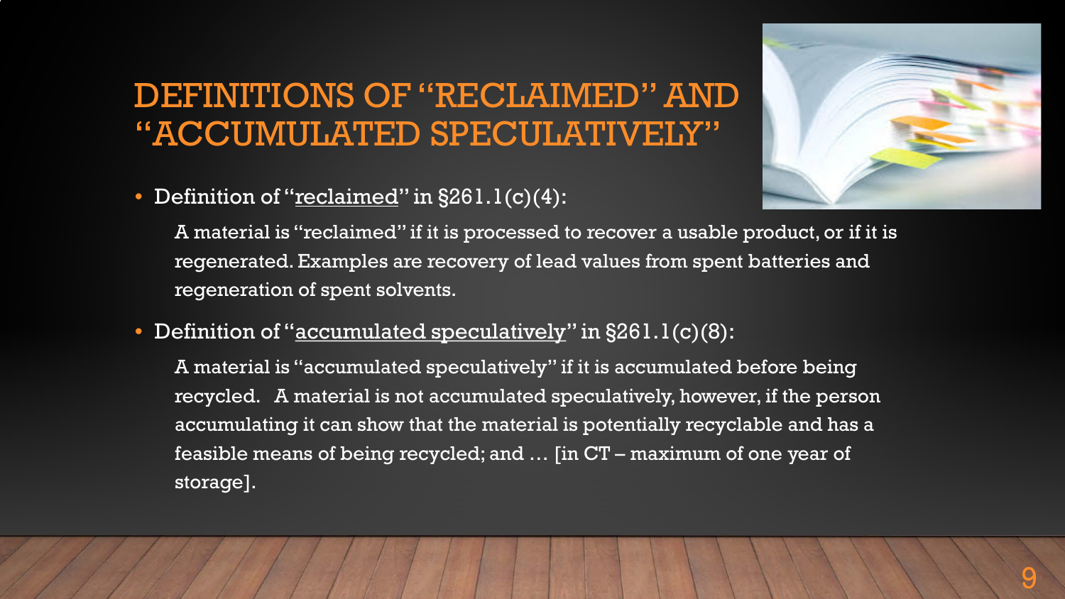# DEFINITIONS OF "RECLAIMED" AND "ACCUMULATED SPECULATIVELY"

- Definition of "reclaimed" in §261.1(c)(4):

  A material is "reclaimed" if it is processed to recover a usable product, or if it is regenerated. Examples are recovery of lead values from spent batteries and regeneration of spent solvents.

- Definition of "accumulated speculatively" in §261.1(c)(8):

  A material is "accumulated speculatively" if it is accumulated before being recycled. A material is not accumulated speculatively, however, if the person accumulating it can show that the material is potentially recyclable and has a feasible means of being recycled; and … [in CT – maximum of one year of storage].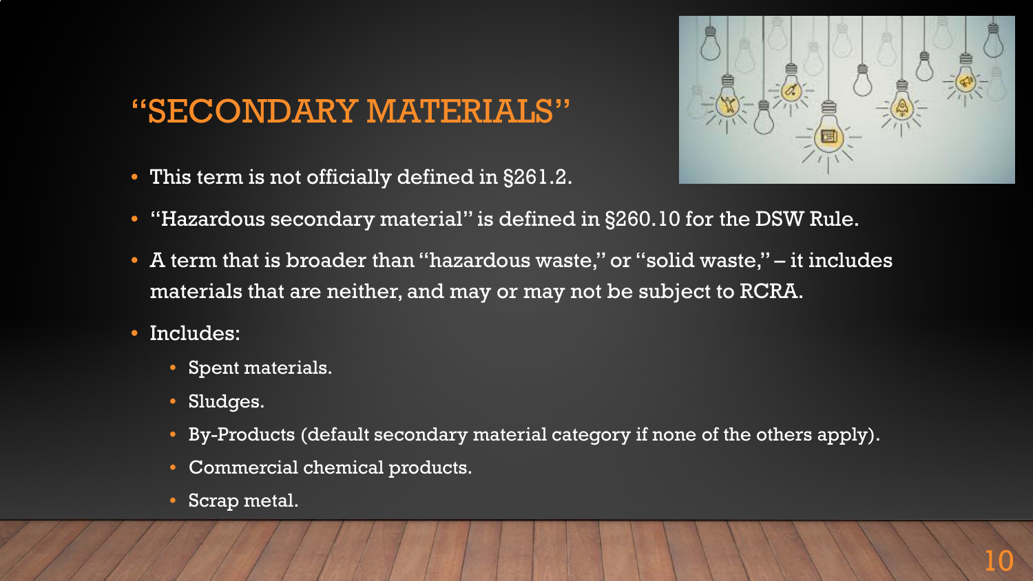# "SECONDARY MATERIALS"

- This term is not officially defined in §261.2.
- "Hazardous secondary material" is defined in §260.10 for the DSW Rule.
- A term that is broader than "hazardous waste," or "solid waste," – it includes materials that are neither, and may or may not be subject to RCRA.
- Includes:
  - Spent materials.
  - Sludges.
  - By-Products (default secondary material category if none of the others apply).
  - Commercial chemical products.
  - Scrap metal.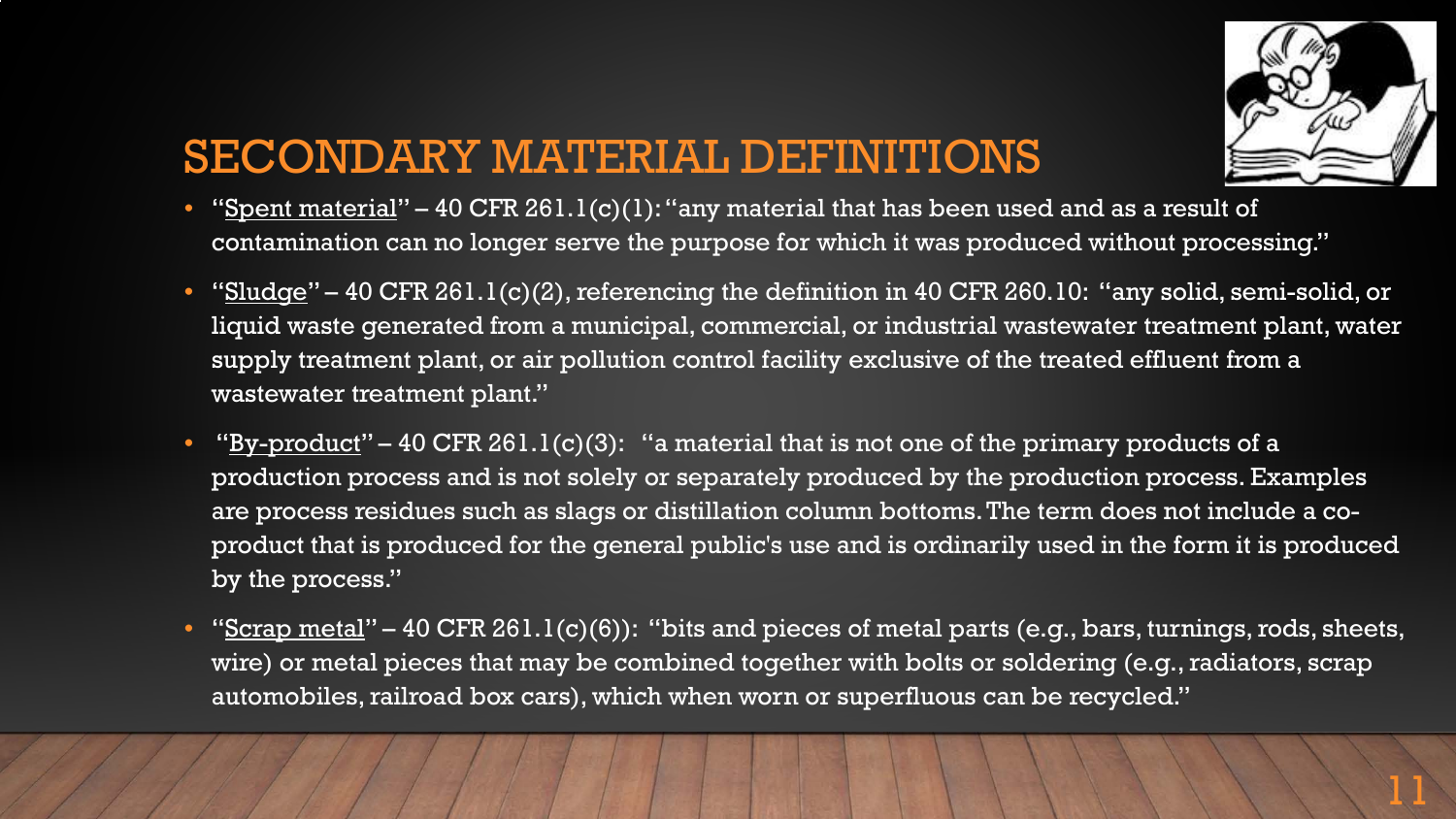# SECONDARY MATERIAL DEFINITIONS

- "Spent material" – 40 CFR 261.1(c)(1): "any material that has been used and as a result of contamination can no longer serve the purpose for which it was produced without processing."
- "Sludge" – 40 CFR 261.1(c)(2), referencing the definition in 40 CFR 260.10: "any solid, semi-solid, or liquid waste generated from a municipal, commercial, or industrial wastewater treatment plant, water supply treatment plant, or air pollution control facility exclusive of the treated effluent from a wastewater treatment plant."
- "By-product" – 40 CFR 261.1(c)(3): "a material that is not one of the primary products of a production process and is not solely or separately produced by the production process. Examples are process residues such as slags or distillation column bottoms. The term does not include a co-product that is produced for the general public's use and is ordinarily used in the form it is produced by the process."
- "Scrap metal" – 40 CFR 261.1(c)(6)): "bits and pieces of metal parts (e.g., bars, turnings, rods, sheets, wire) or metal pieces that may be combined together with bolts or soldering (e.g., radiators, scrap automobiles, railroad box cars), which when worn or superfluous can be recycled."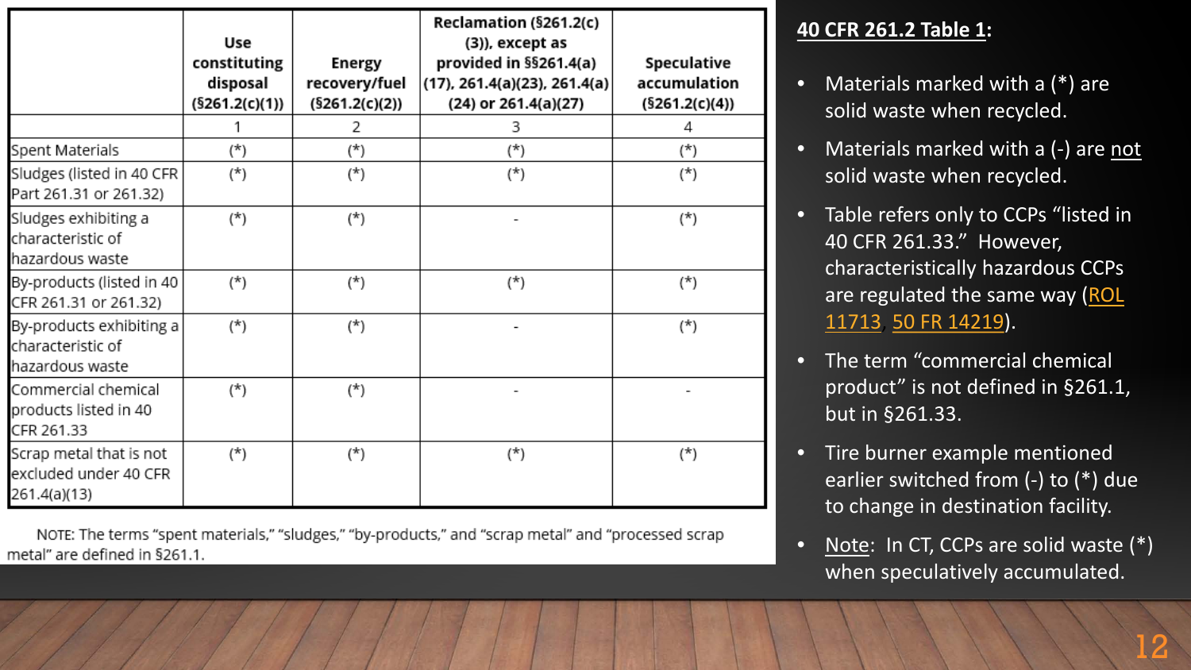| | Use constituting disposal (§261.2(c)(1)) | Energy recovery/fuel (§261.2(c)(2)) | Reclamation (§261.2(c)(3)), except as provided in §§261.4(a)(17), 261.4(a)(23), 261.4(a)(24) or 261.4(a)(27) | Speculative accumulation (§261.2(c)(4)) |
|---|---|---|---|---|
| | 1 | 2 | 3 | 4 |
| Spent Materials | (*) | (*) | (*) | (*) |
| Sludges (listed in 40 CFR Part 261.31 or 261.32) | (*) | (*) | (*) | (*) |
| Sludges exhibiting a characteristic of hazardous waste | (*) | (*) | - | (*) |
| By-products (listed in 40 CFR 261.31 or 261.32) | (*) | (*) | (*) | (*) |
| By-products exhibiting a characteristic of hazardous waste | (*) | (*) | - | (*) |
| Commercial chemical products listed in 40 CFR 261.33 | (*) | (*) | - | - |
| Scrap metal that is not excluded under 40 CFR 261.4(a)(13) | (*) | (*) | (*) | (*) |

NOTE: The terms "spent materials," "sludges," "by-products," and "scrap metal" and "processed scrap metal" are defined in §261.1.

## 40 CFR 261.2 Table 1:

- Materials marked with a (*) are solid waste when recycled.
- Materials marked with a (-) are not solid waste when recycled.
- Table refers only to CCPs "listed in 40 CFR 261.33." However, characteristically hazardous CCPs are regulated the same way (ROL 11713, 50 FR 14219).
- The term "commercial chemical product" is not defined in §261.1, but in §261.33.
- Tire burner example mentioned earlier switched from (-) to (*) due to change in destination facility.
- Note: In CT, CCPs are solid waste (*) when speculatively accumulated.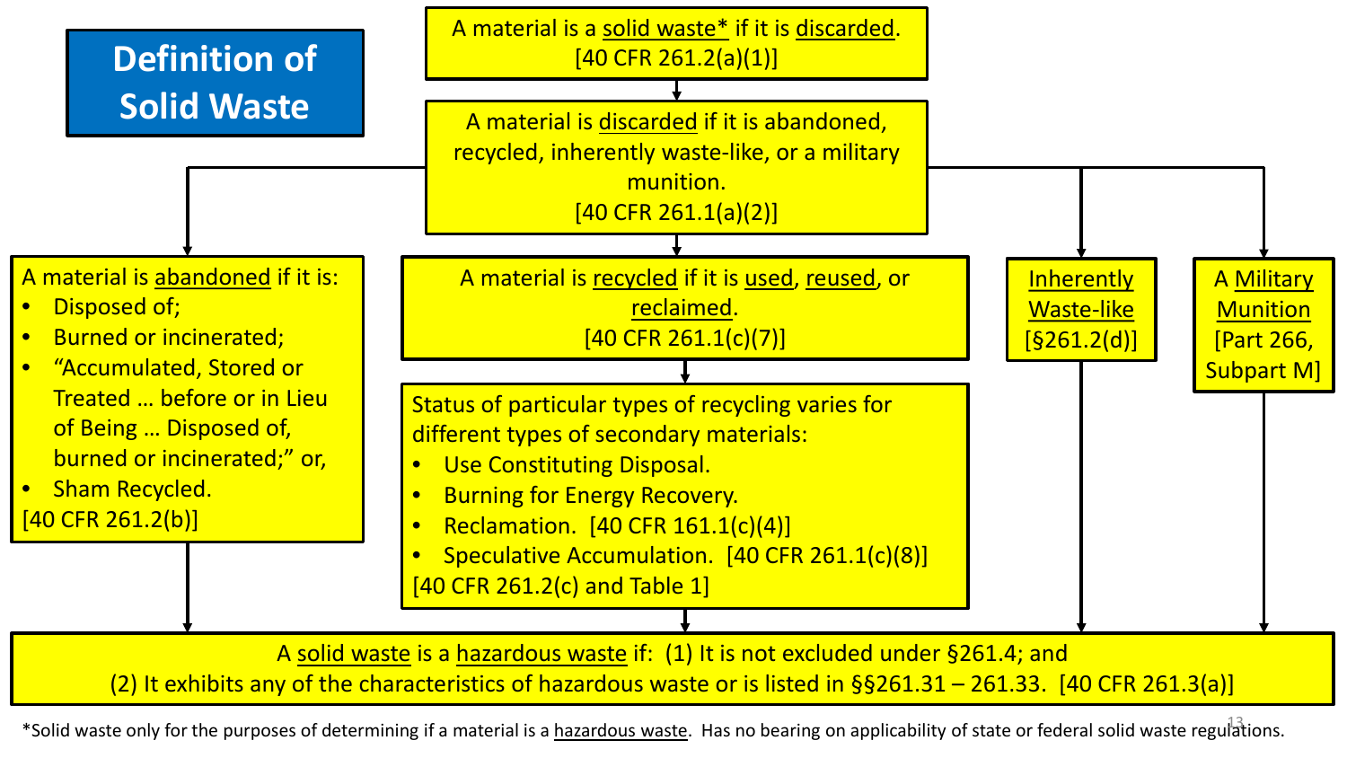# Definition of Solid Waste

A material is a solid waste* if it is discarded.
[40 CFR 261.2(a)(1)]

A material is discarded if it is abandoned, recycled, inherently waste-like, or a military munition.
[40 CFR 261.1(a)(2)]

A material is abandoned if it is:

- Disposed of;
- Burned or incinerated;
- "Accumulated, Stored or Treated … before or in Lieu of Being … Disposed of, burned or incinerated;" or,
- Sham Recycled.

[40 CFR 261.2(b)]

A material is recycled if it is used, reused, or reclaimed.
[40 CFR 261.1(c)(7)]

Status of particular types of recycling varies for different types of secondary materials:

- Use Constituting Disposal.
- Burning for Energy Recovery.
- Reclamation. [40 CFR 161.1(c)(4)]
- Speculative Accumulation. [40 CFR 261.1(c)(8)]

[40 CFR 261.2(c) and Table 1]

Inherently Waste-like
[§261.2(d)]

A Military Munition
[Part 266, Subpart M]

A solid waste is a hazardous waste if: (1) It is not excluded under §261.4; and
(2) It exhibits any of the characteristics of hazardous waste or is listed in §§261.31 – 261.33. [40 CFR 261.3(a)]

*Solid waste only for the purposes of determining if a material is a hazardous waste. Has no bearing on applicability of state or federal solid waste regulations.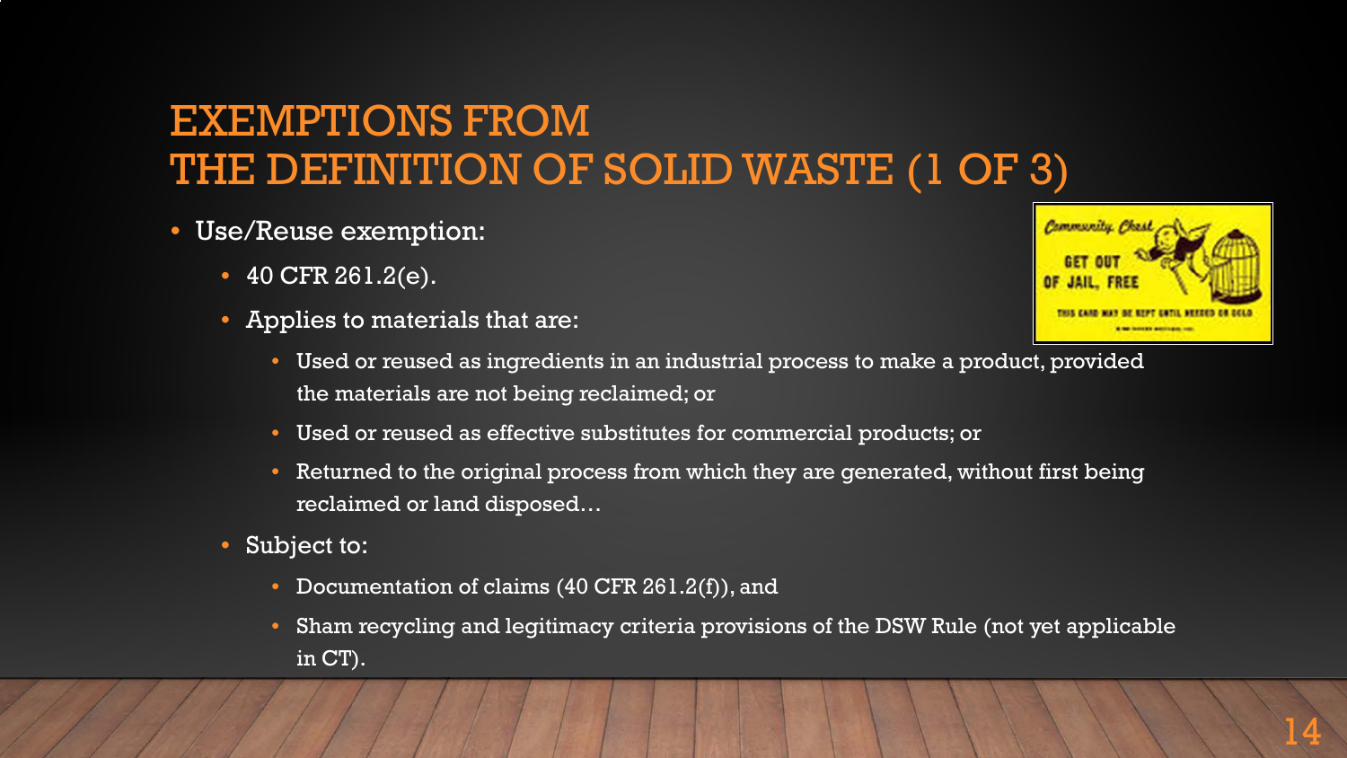# EXEMPTIONS FROM THE DEFINITION OF SOLID WASTE (1 OF 3)

- Use/Reuse exemption:
  - 40 CFR 261.2(e).
  - Applies to materials that are:
    - Used or reused as ingredients in an industrial process to make a product, provided the materials are not being reclaimed; or
    - Used or reused as effective substitutes for commercial products; or
    - Returned to the original process from which they are generated, without first being reclaimed or land disposed…
  - Subject to:
    - Documentation of claims (40 CFR 261.2(f)), and
    - Sham recycling and legitimacy criteria provisions of the DSW Rule (not yet applicable in CT).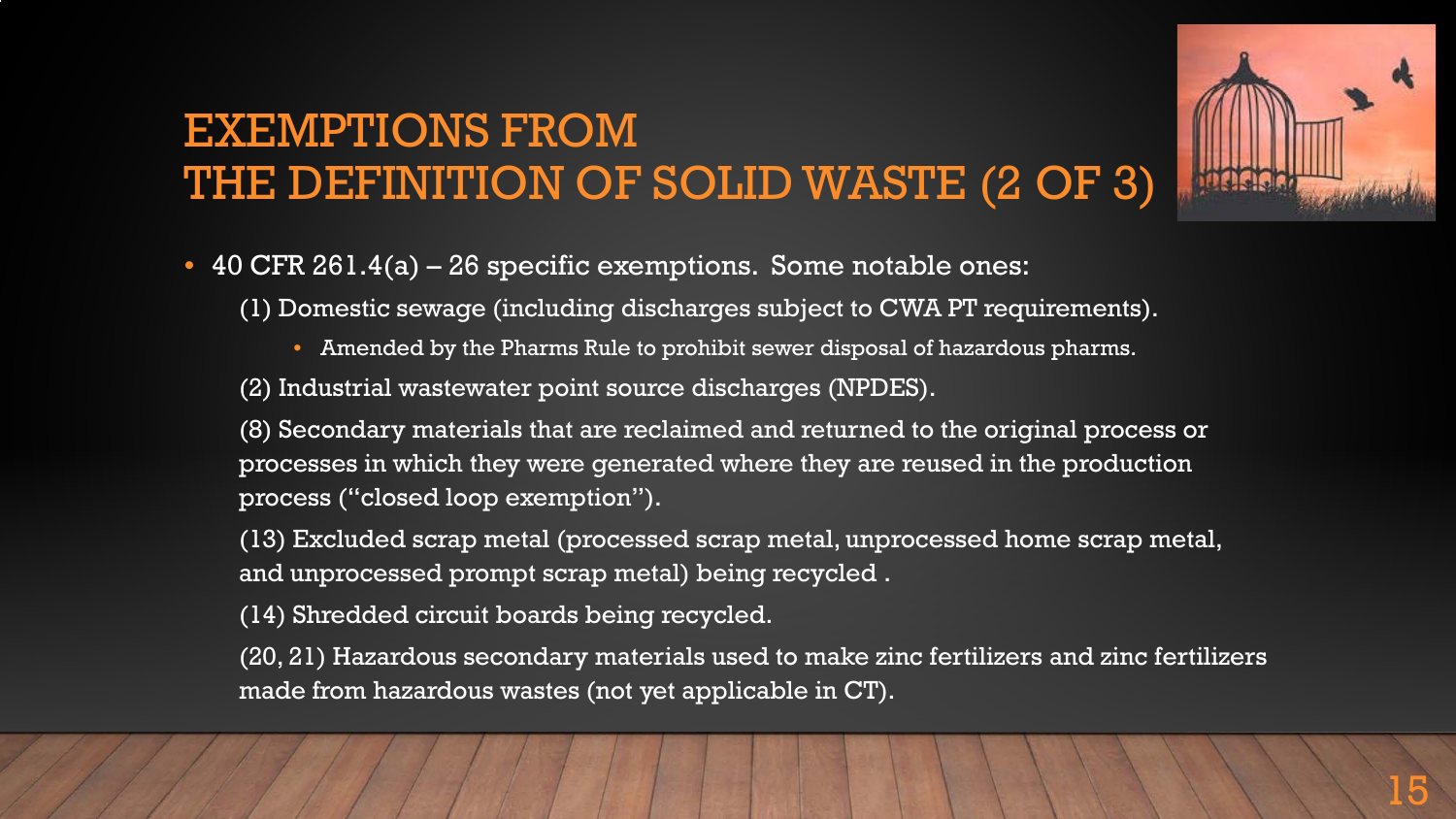# EXEMPTIONS FROM THE DEFINITION OF SOLID WASTE (2 OF 3)

- 40 CFR 261.4(a) – 26 specific exemptions. Some notable ones:

  (1) Domestic sewage (including discharges subject to CWA PT requirements).

  - Amended by the Pharms Rule to prohibit sewer disposal of hazardous pharms.

  (2) Industrial wastewater point source discharges (NPDES).

  (8) Secondary materials that are reclaimed and returned to the original process or processes in which they were generated where they are reused in the production process ("closed loop exemption").

  (13) Excluded scrap metal (processed scrap metal, unprocessed home scrap metal, and unprocessed prompt scrap metal) being recycled .

  (14) Shredded circuit boards being recycled.

  (20, 21) Hazardous secondary materials used to make zinc fertilizers and zinc fertilizers made from hazardous wastes (not yet applicable in CT).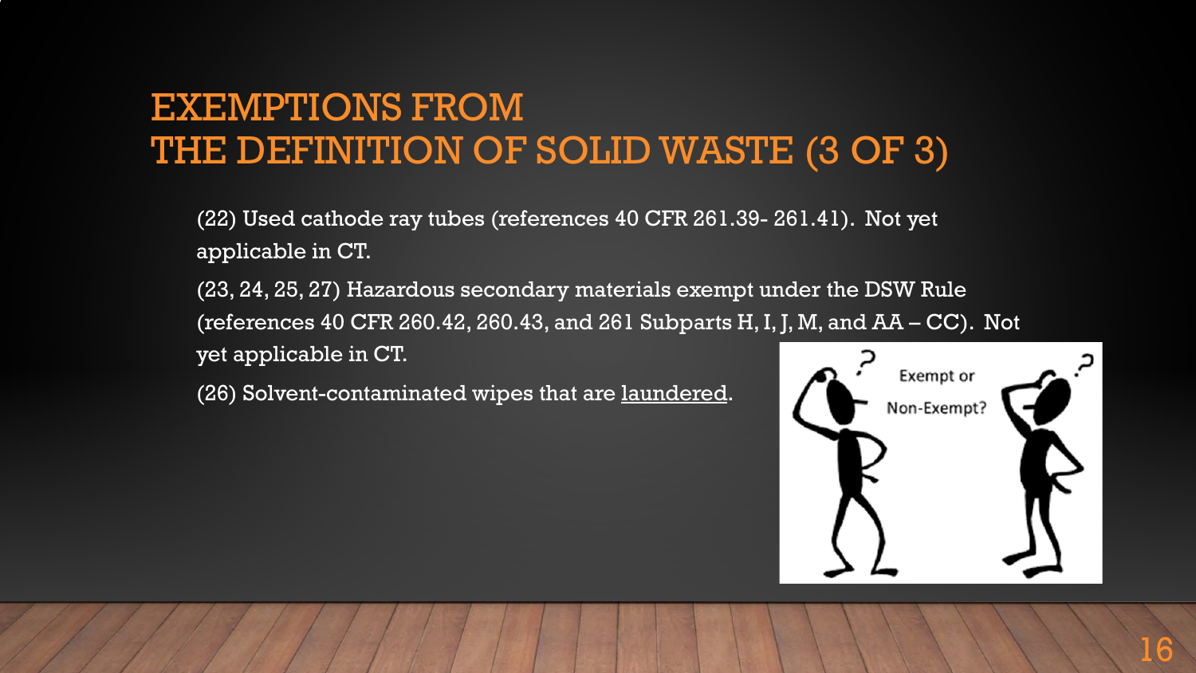# EXEMPTIONS FROM THE DEFINITION OF SOLID WASTE (3 OF 3)

(22) Used cathode ray tubes (references 40 CFR 261.39- 261.41). Not yet applicable in CT.

(23, 24, 25, 27) Hazardous secondary materials exempt under the DSW Rule (references 40 CFR 260.42, 260.43, and 261 Subparts H, I, J, M, and AA – CC). Not yet applicable in CT.

(26) Solvent-contaminated wipes that are laundered.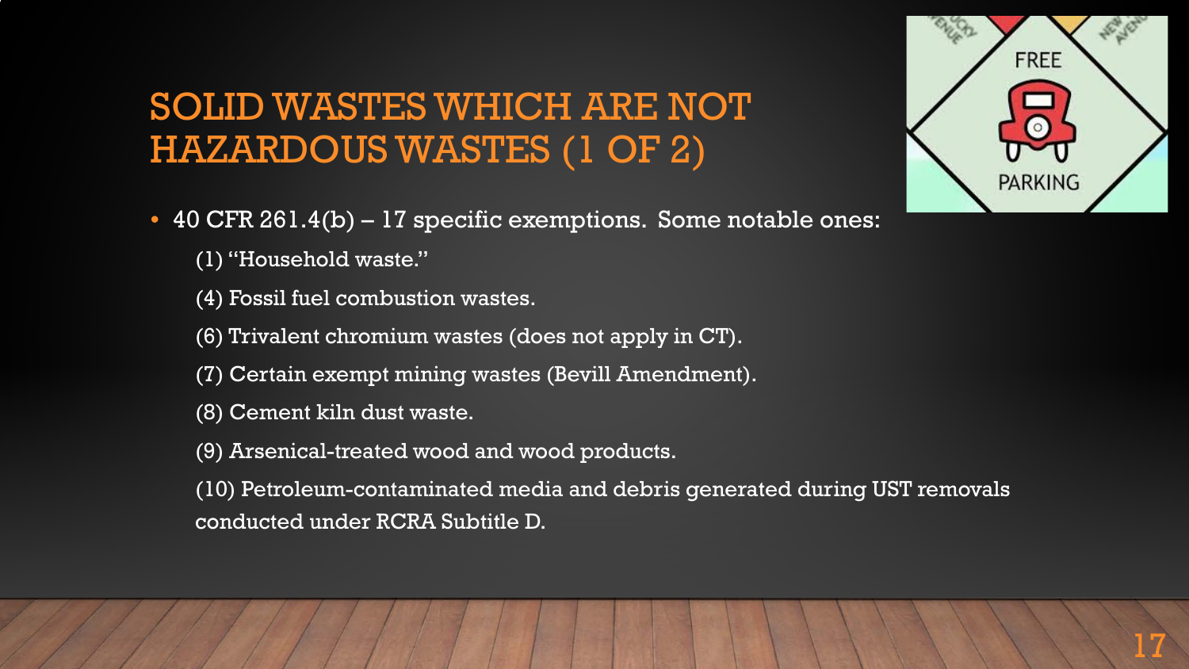# SOLID WASTES WHICH ARE NOT HAZARDOUS WASTES (1 OF 2)

- 40 CFR 261.4(b) – 17 specific exemptions. Some notable ones:
  - (1) "Household waste."
  - (4) Fossil fuel combustion wastes.
  - (6) Trivalent chromium wastes (does not apply in CT).
  - (7) Certain exempt mining wastes (Bevill Amendment).
  - (8) Cement kiln dust waste.
  - (9) Arsenical-treated wood and wood products.
  - (10) Petroleum-contaminated media and debris generated during UST removals conducted under RCRA Subtitle D.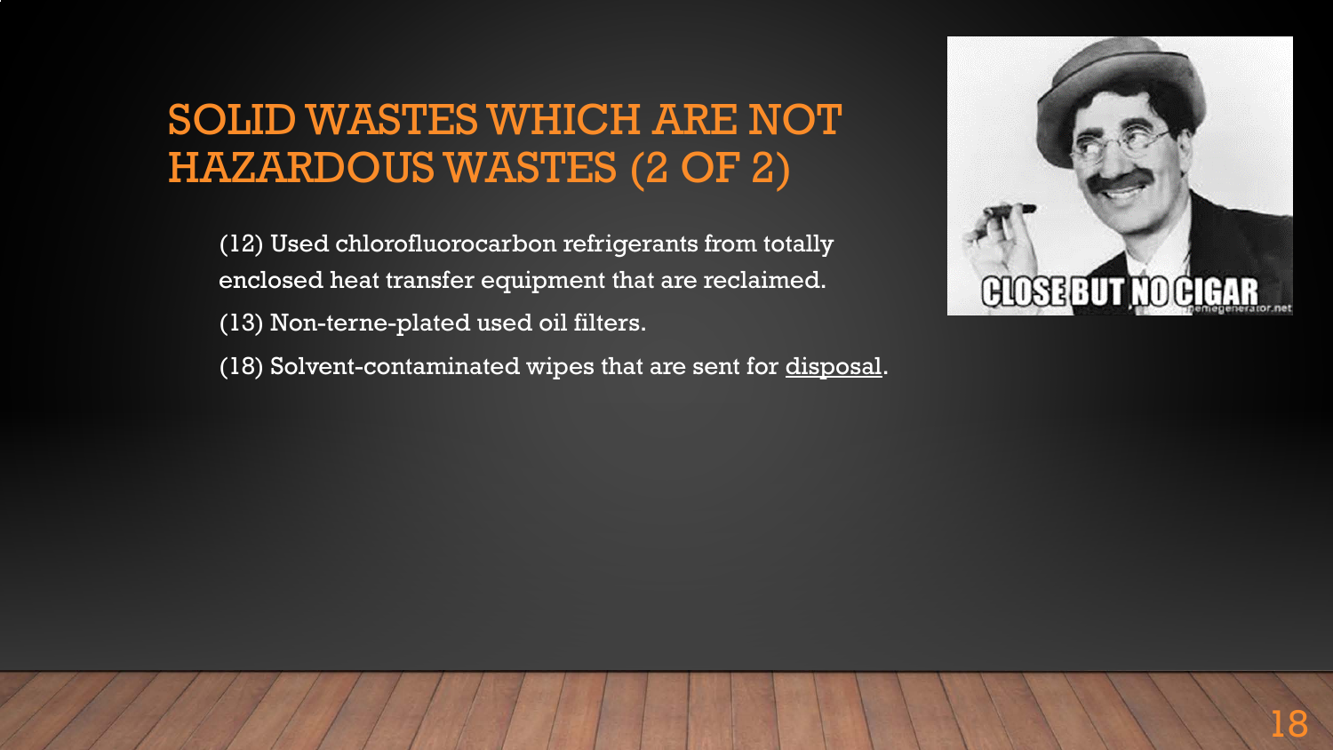# SOLID WASTES WHICH ARE NOT HAZARDOUS WASTES (2 OF 2)

(12) Used chlorofluorocarbon refrigerants from totally enclosed heat transfer equipment that are reclaimed.

(13) Non-terne-plated used oil filters.

(18) Solvent-contaminated wipes that are sent for <u>disposal</u>.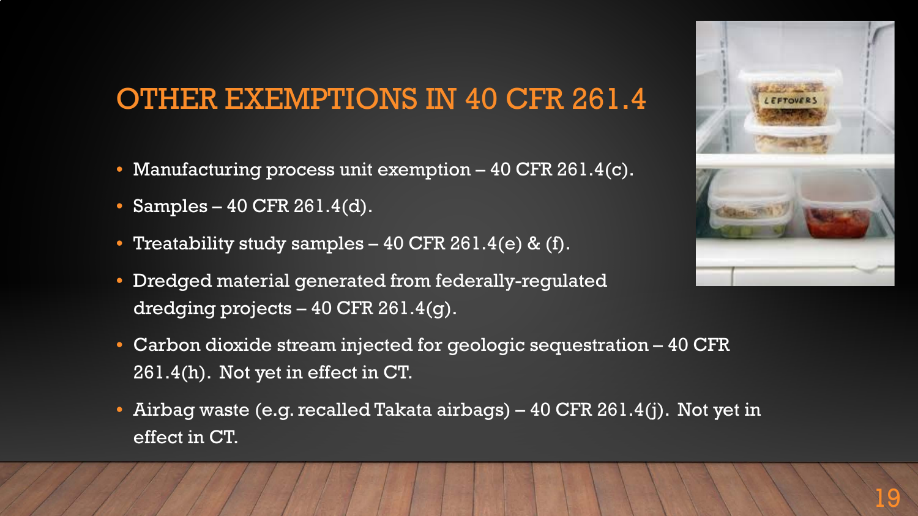# OTHER EXEMPTIONS IN 40 CFR 261.4

- Manufacturing process unit exemption – 40 CFR 261.4(c).
- Samples – 40 CFR 261.4(d).
- Treatability study samples – 40 CFR 261.4(e) & (f).
- Dredged material generated from federally-regulated dredging projects – 40 CFR 261.4(g).
- Carbon dioxide stream injected for geologic sequestration – 40 CFR 261.4(h). Not yet in effect in CT.
- Airbag waste (e.g. recalled Takata airbags) – 40 CFR 261.4(j). Not yet in effect in CT.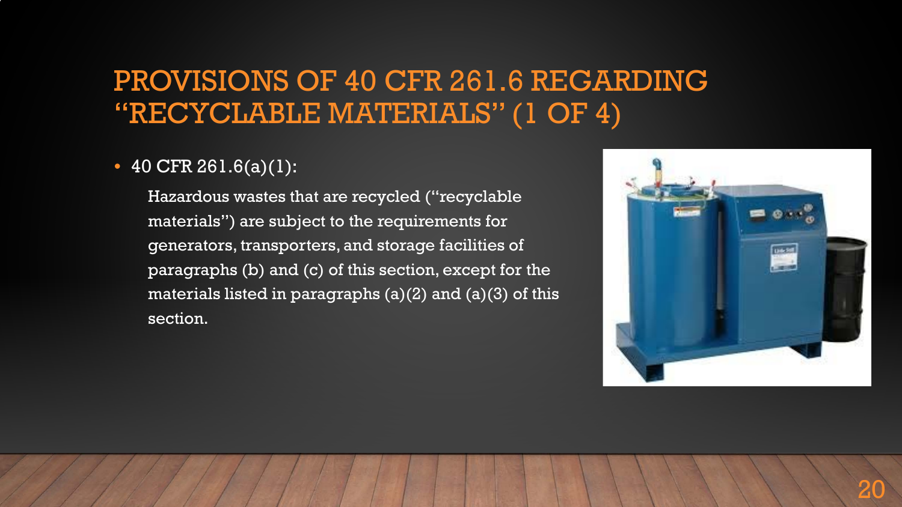# PROVISIONS OF 40 CFR 261.6 REGARDING "RECYCLABLE MATERIALS" (1 OF 4)

- 40 CFR 261.6(a)(1):

  Hazardous wastes that are recycled ("recyclable materials") are subject to the requirements for generators, transporters, and storage facilities of paragraphs (b) and (c) of this section, except for the materials listed in paragraphs (a)(2) and (a)(3) of this section.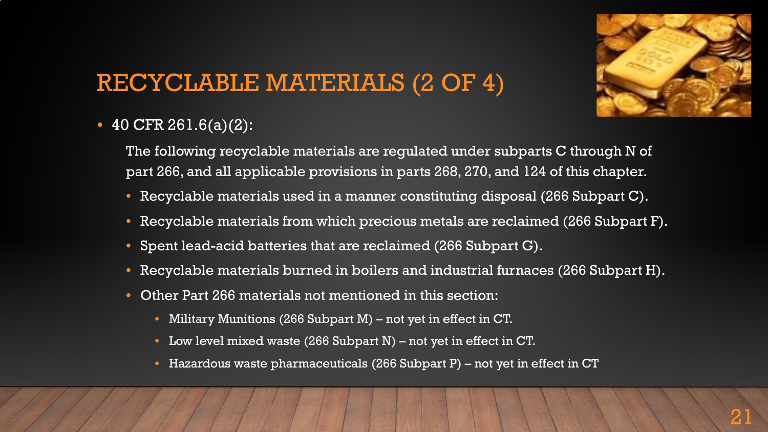# RECYCLABLE MATERIALS (2 OF 4)

- 40 CFR 261.6(a)(2):

  The following recyclable materials are regulated under subparts C through N of part 266, and all applicable provisions in parts 268, 270, and 124 of this chapter.

  - Recyclable materials used in a manner constituting disposal (266 Subpart C).
  - Recyclable materials from which precious metals are reclaimed (266 Subpart F).
  - Spent lead-acid batteries that are reclaimed (266 Subpart G).
  - Recyclable materials burned in boilers and industrial furnaces (266 Subpart H).
  - Other Part 266 materials not mentioned in this section:
    - Military Munitions (266 Subpart M) – not yet in effect in CT.
    - Low level mixed waste (266 Subpart N) – not yet in effect in CT.
    - Hazardous waste pharmaceuticals (266 Subpart P) – not yet in effect in CT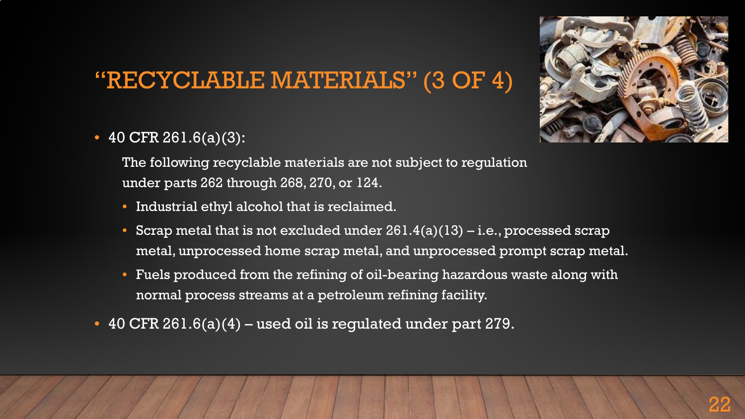# "RECYCLABLE MATERIALS" (3 OF 4)

- 40 CFR 261.6(a)(3):

  The following recyclable materials are not subject to regulation under parts 262 through 268, 270, or 124.

  - Industrial ethyl alcohol that is reclaimed.
  - Scrap metal that is not excluded under 261.4(a)(13) – i.e., processed scrap metal, unprocessed home scrap metal, and unprocessed prompt scrap metal.
  - Fuels produced from the refining of oil-bearing hazardous waste along with normal process streams at a petroleum refining facility.

- 40 CFR 261.6(a)(4) – used oil is regulated under part 279.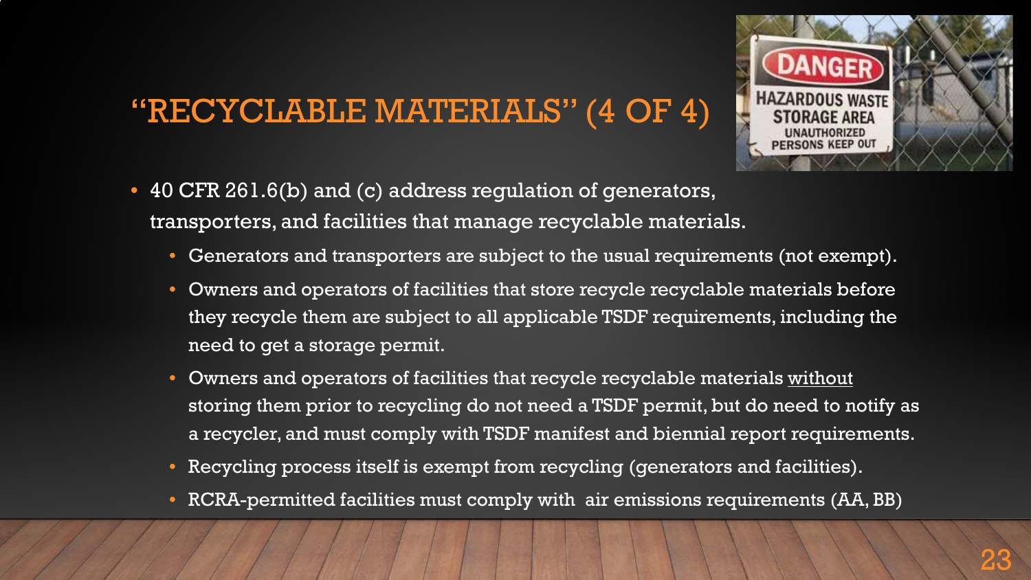# "RECYCLABLE MATERIALS" (4 OF 4)

- 40 CFR 261.6(b) and (c) address regulation of generators, transporters, and facilities that manage recyclable materials.
  - Generators and transporters are subject to the usual requirements (not exempt).
  - Owners and operators of facilities that store recycle recyclable materials before they recycle them are subject to all applicable TSDF requirements, including the need to get a storage permit.
  - Owners and operators of facilities that recycle recyclable materials <u>without</u> storing them prior to recycling do not need a TSDF permit, but do need to notify as a recycler, and must comply with TSDF manifest and biennial report requirements.
  - Recycling process itself is exempt from recycling (generators and facilities).
  - RCRA-permitted facilities must comply with air emissions requirements (AA, BB)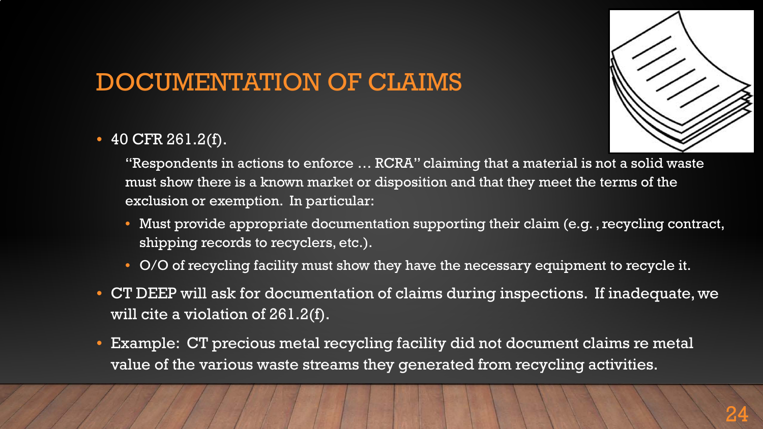# DOCUMENTATION OF CLAIMS

- 40 CFR 261.2(f).

  "Respondents in actions to enforce … RCRA" claiming that a material is not a solid waste must show there is a known market or disposition and that they meet the terms of the exclusion or exemption. In particular:

  - Must provide appropriate documentation supporting their claim (e.g. , recycling contract, shipping records to recyclers, etc.).
  - O/O of recycling facility must show they have the necessary equipment to recycle it.

- CT DEEP will ask for documentation of claims during inspections. If inadequate, we will cite a violation of 261.2(f).
- Example: CT precious metal recycling facility did not document claims re metal value of the various waste streams they generated from recycling activities.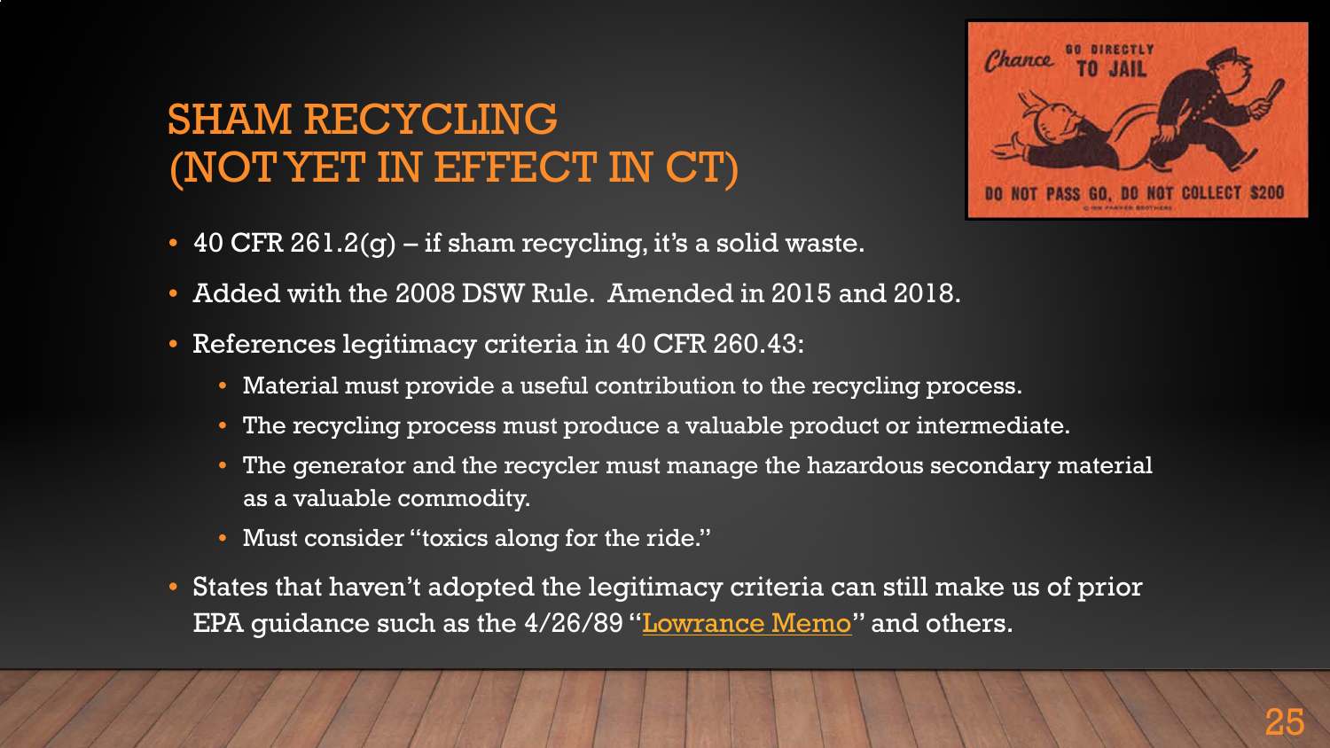# SHAM RECYCLING (NOT YET IN EFFECT IN CT)

- 40 CFR 261.2(g) – if sham recycling, it's a solid waste.
- Added with the 2008 DSW Rule. Amended in 2015 and 2018.
- References legitimacy criteria in 40 CFR 260.43:
  - Material must provide a useful contribution to the recycling process.
  - The recycling process must produce a valuable product or intermediate.
  - The generator and the recycler must manage the hazardous secondary material as a valuable commodity.
  - Must consider "toxics along for the ride."
- States that haven't adopted the legitimacy criteria can still make us of prior EPA guidance such as the 4/26/89 "Lowrance Memo" and others.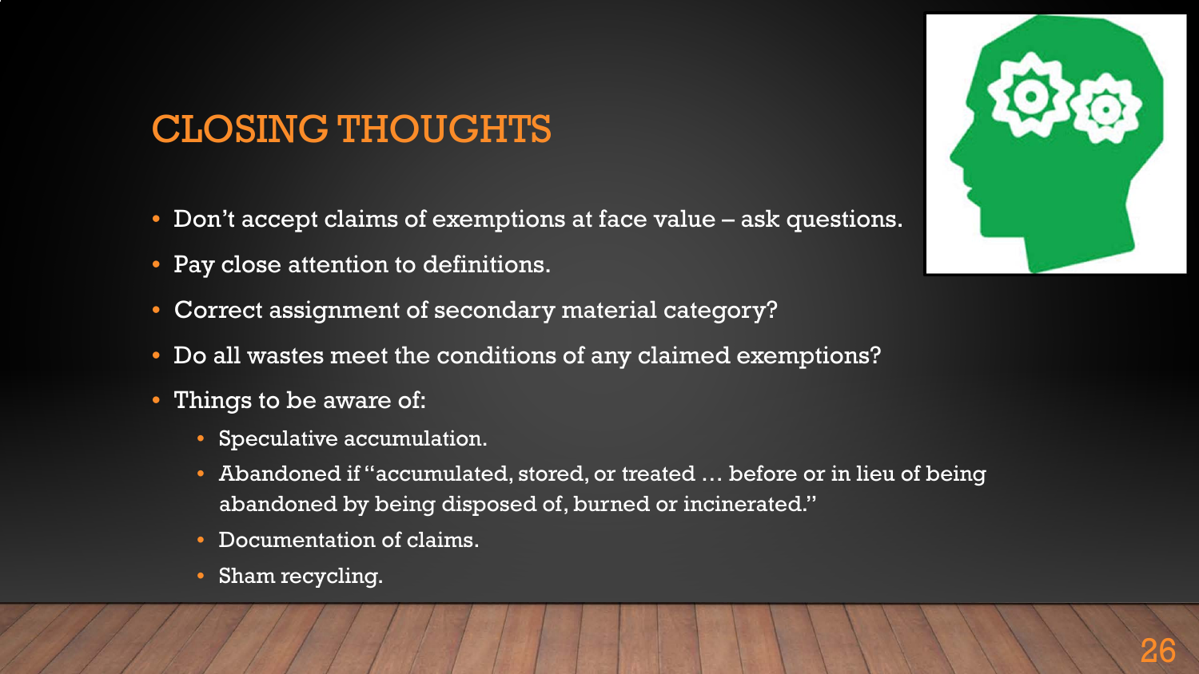# CLOSING THOUGHTS

- Don't accept claims of exemptions at face value – ask questions.
- Pay close attention to definitions.
- Correct assignment of secondary material category?
- Do all wastes meet the conditions of any claimed exemptions?
- Things to be aware of:
  - Speculative accumulation.
  - Abandoned if "accumulated, stored, or treated … before or in lieu of being abandoned by being disposed of, burned or incinerated."
  - Documentation of claims.
  - Sham recycling.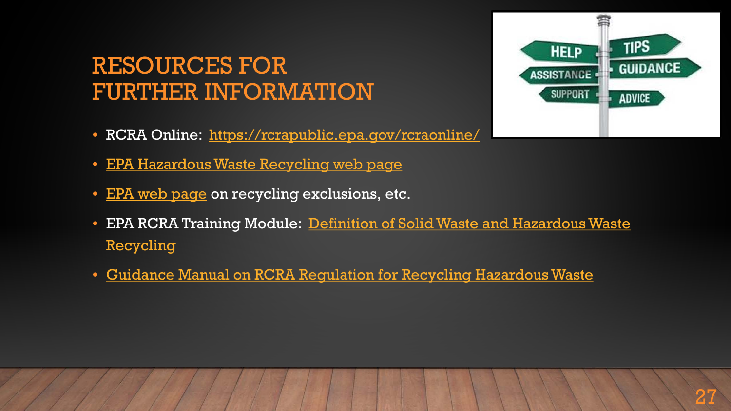# RESOURCES FOR FURTHER INFORMATION

- RCRA Online: https://rcrapublic.epa.gov/rcraonline/
- EPA Hazardous Waste Recycling web page
- EPA web page on recycling exclusions, etc.
- EPA RCRA Training Module: Definition of Solid Waste and Hazardous Waste Recycling
- Guidance Manual on RCRA Regulation for Recycling Hazardous Waste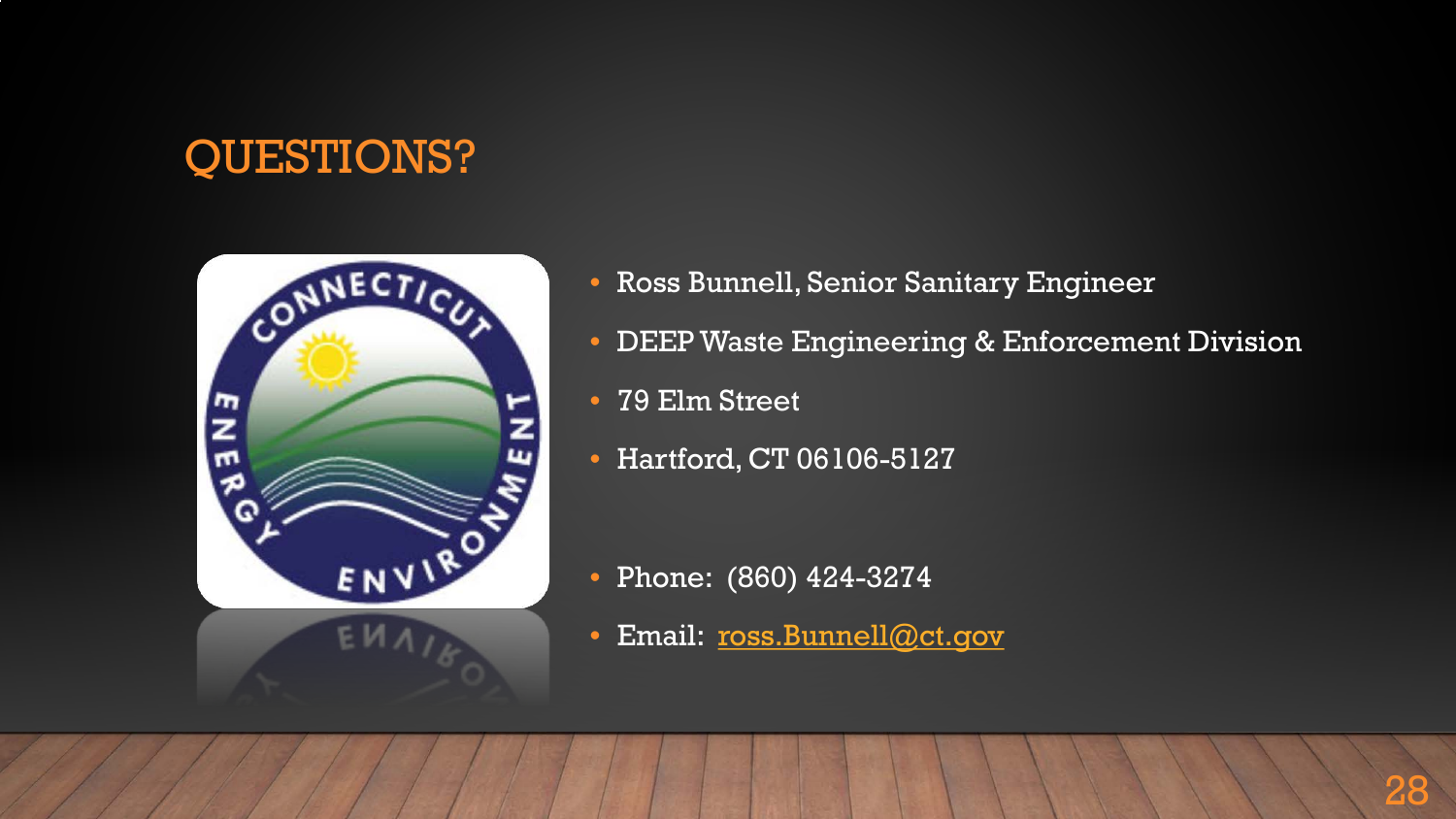# QUESTIONS?

- Ross Bunnell, Senior Sanitary Engineer
- DEEP Waste Engineering & Enforcement Division
- 79 Elm Street
- Hartford, CT 06106-5127

- Phone: (860) 424-3274
- Email: ross.Bunnell@ct.gov